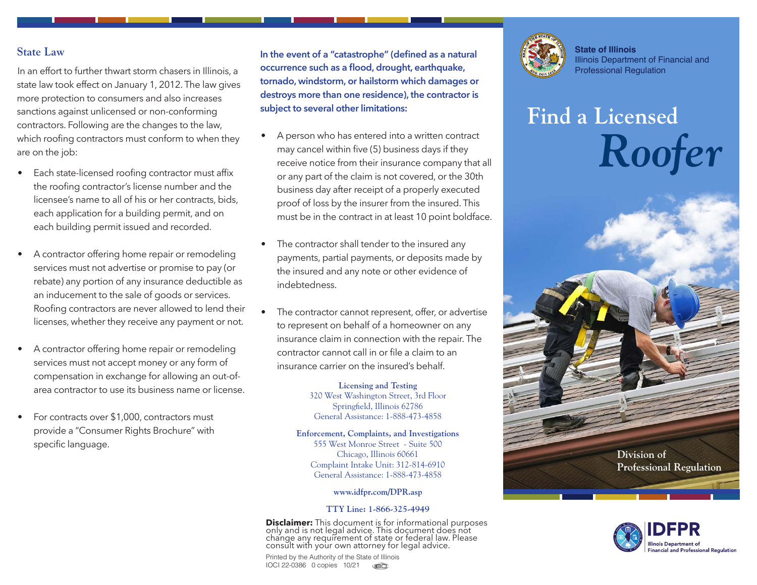## State Law

In an effort to further thwart storm chasers in Illinois, a state law took effect on January 1, 2012. The law gives more protection to consumers and also increases sanctions against unlicensed or non-conforming contractors. Following are the changes to the law, which roofing contractors must conform to when they are on the job:

- Each state-licensed roofing contractor must affix the roofing contractor's license number and the licensee's name to all of his or her contracts, bids, each application for a building permit, and on each building permit issued and recorded.
- A contractor offering home repair or remodeling services must not advertise or promise to pay (or rebate) any portion of any insurance deductible as an inducement to the sale of goods or services. Roofing contractors are never allowed to lend their licenses, whether they receive any payment or not.
- A contractor offering home repair or remodeling services must not accept money or any form of compensation in exchange for allowing an out-of-area contractor to use its business name or license.
- For contracts over $1,000, contractors must provide a "Consumer Rights Brochure" with specific language.

**In the event of a "catastrophe" (defined as a natural occurrence such as a flood, drought, earthquake, tornado, windstorm, or hailstorm which damages or destroys more than one residence), the contractor is subject to several other limitations:**

- A person who has entered into a written contract may cancel within five (5) business days if they receive notice from their insurance company that all or any part of the claim is not covered, or the 30th business day after receipt of a properly executed proof of loss by the insurer from the insured. This must be in the contract in at least 10 point boldface.
- The contractor shall tender to the insured any payments, partial payments, or deposits made by the insured and any note or other evidence of indebtedness.
- The contractor cannot represent, offer, or advertise to represent on behalf of a homeowner on any insurance claim in connection with the repair. The contractor cannot call in or file a claim to an insurance carrier on the insured's behalf.

**Licensing and Testing**
320 West Washington Street, 3rd Floor
Springfield, Illinois 62786
General Assistance: 1-888-473-4858

**Enforcement, Complaints, and Investigations**
555 West Monroe Street - Suite 500
Chicago, Illinois 60661
Complaint Intake Unit: 312-814-6910
General Assistance: 1-888-473-4858

**www.idfpr.com/DPR.asp**

**TTY Line: 1-866-325-4949**

**Disclaimer:** This document is for informational purposes only and is not legal advice. This document does not change any requirement of state or federal law. Please consult with your own attorney for legal advice.

Printed by the Authority of the State of Illinois
IOCI 22-0386 0 copies 10/21

**State of Illinois**
Illinois Department of Financial and Professional Regulation

# Find a Licensed *Roofer*

**Division of Professional Regulation**

**IDFPR**
Illinois Department of Financial and Professional Regulation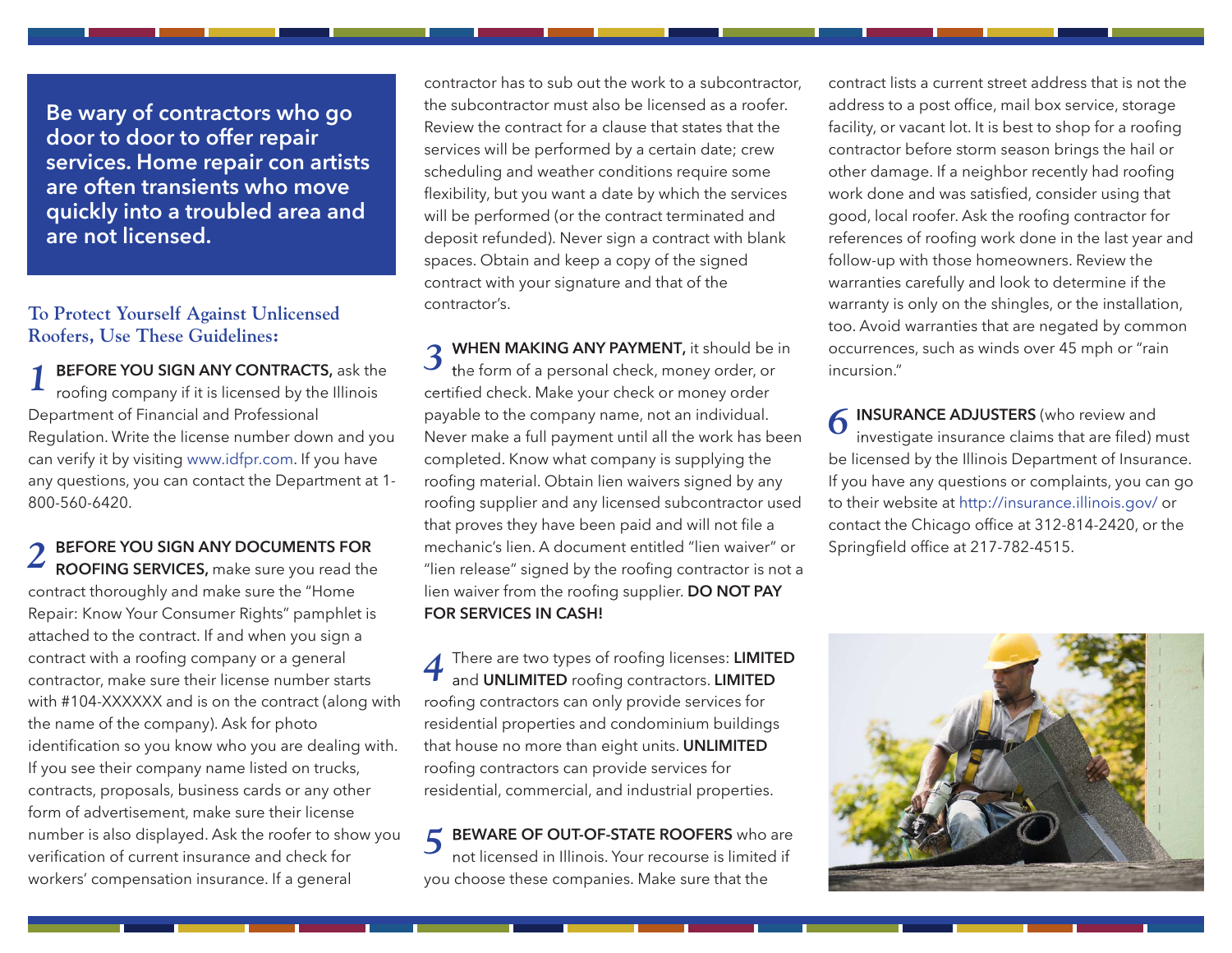**Be wary of contractors who go door to door to offer repair services. Home repair con artists are often transients who move quickly into a troubled area and are not licensed.**

## To Protect Yourself Against Unlicensed Roofers, Use These Guidelines:

**1** **BEFORE YOU SIGN ANY CONTRACTS,** ask the roofing company if it is licensed by the Illinois Department of Financial and Professional Regulation. Write the license number down and you can verify it by visiting www.idfpr.com. If you have any questions, you can contact the Department at 1-800-560-6420.

**2** **BEFORE YOU SIGN ANY DOCUMENTS FOR ROOFING SERVICES,** make sure you read the contract thoroughly and make sure the "Home Repair: Know Your Consumer Rights" pamphlet is attached to the contract. If and when you sign a contract with a roofing company or a general contractor, make sure their license number starts with #104-XXXXXX and is on the contract (along with the name of the company). Ask for photo identification so you know who you are dealing with. If you see their company name listed on trucks, contracts, proposals, business cards or any other form of advertisement, make sure their license number is also displayed. Ask the roofer to show you verification of current insurance and check for workers' compensation insurance. If a general contractor has to sub out the work to a subcontractor, the subcontractor must also be licensed as a roofer. Review the contract for a clause that states that the services will be performed by a certain date; crew scheduling and weather conditions require some flexibility, but you want a date by which the services will be performed (or the contract terminated and deposit refunded). Never sign a contract with blank spaces. Obtain and keep a copy of the signed contract with your signature and that of the contractor's.

**3** **WHEN MAKING ANY PAYMENT,** it should be in the form of a personal check, money order, or certified check. Make your check or money order payable to the company name, not an individual. Never make a full payment until all the work has been completed. Know what company is supplying the roofing material. Obtain lien waivers signed by any roofing supplier and any licensed subcontractor used that proves they have been paid and will not file a mechanic's lien. A document entitled "lien waiver" or "lien release" signed by the roofing contractor is not a lien waiver from the roofing supplier. **DO NOT PAY FOR SERVICES IN CASH!**

**4** There are two types of roofing licenses: **LIMITED** and **UNLIMITED** roofing contractors. **LIMITED** roofing contractors can only provide services for residential properties and condominium buildings that house no more than eight units. **UNLIMITED** roofing contractors can provide services for residential, commercial, and industrial properties.

**5** **BEWARE OF OUT-OF-STATE ROOFERS** who are not licensed in Illinois. Your recourse is limited if you choose these companies. Make sure that the contract lists a current street address that is not the address to a post office, mail box service, storage facility, or vacant lot. It is best to shop for a roofing contractor before storm season brings the hail or other damage. If a neighbor recently had roofing work done and was satisfied, consider using that good, local roofer. Ask the roofing contractor for references of roofing work done in the last year and follow-up with those homeowners. Review the warranties carefully and look to determine if the warranty is only on the shingles, or the installation, too. Avoid warranties that are negated by common occurrences, such as winds over 45 mph or "rain incursion."

**6** **INSURANCE ADJUSTERS** (who review and investigate insurance claims that are filed) must be licensed by the Illinois Department of Insurance. If you have any questions or complaints, you can go to their website at http://insurance.illinois.gov/ or contact the Chicago office at 312-814-2420, or the Springfield office at 217-782-4515.